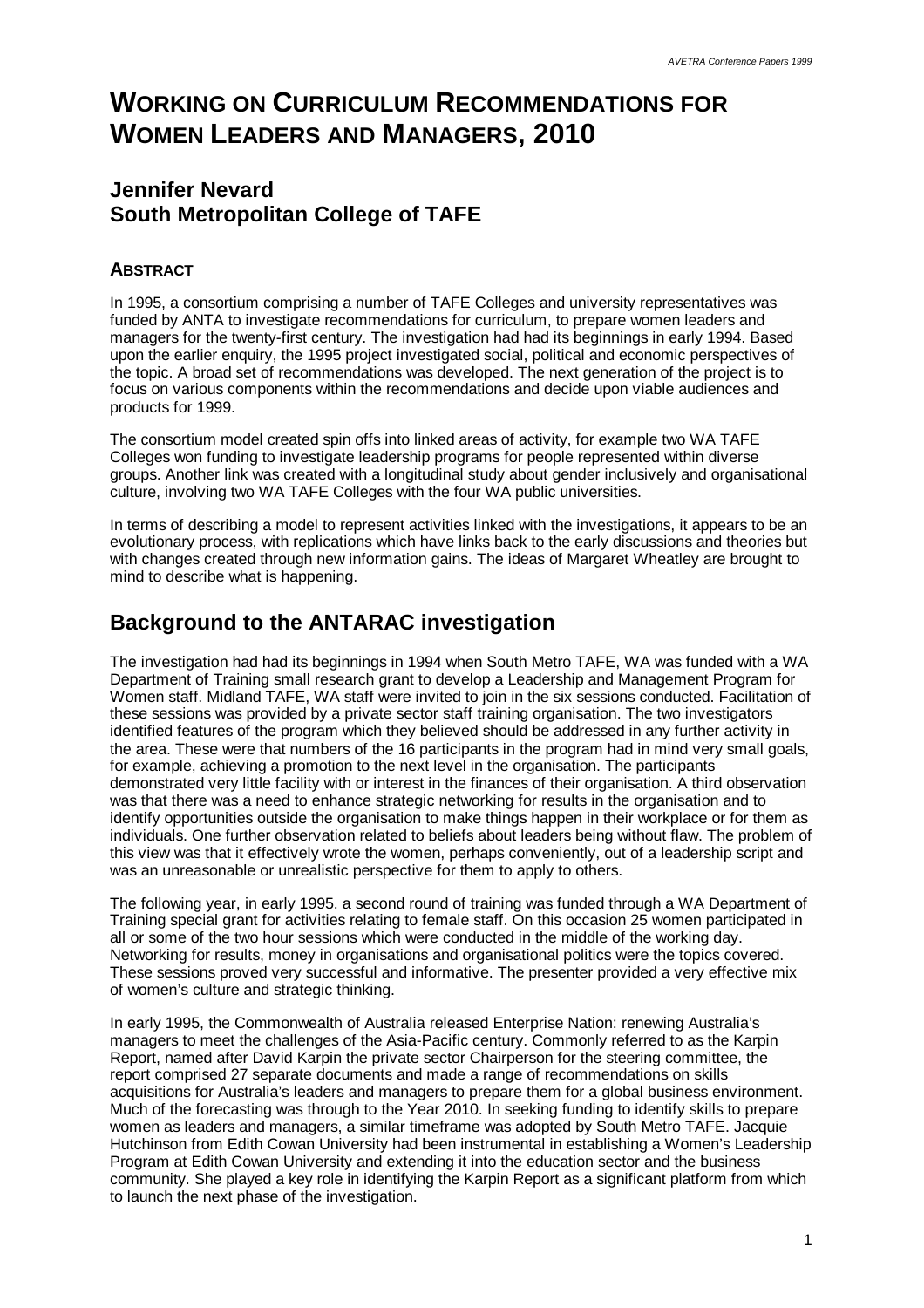# WORKING ON CURRICULUM RECOMMENDATIONS FOR WOMEN LEADERS AND MANAGERS, 2010

## Jennifer Nevard
## South Metropolitan College of TAFE

### ABSTRACT

In 1995, a consortium comprising a number of TAFE Colleges and university representatives was funded by ANTA to investigate recommendations for curriculum, to prepare women leaders and managers for the twenty-first century. The investigation had had its beginnings in early 1994. Based upon the earlier enquiry, the 1995 project investigated social, political and economic perspectives of the topic. A broad set of recommendations was developed. The next generation of the project is to focus on various components within the recommendations and decide upon viable audiences and products for 1999.

The consortium model created spin offs into linked areas of activity, for example two WA TAFE Colleges won funding to investigate leadership programs for people represented within diverse groups. Another link was created with a longitudinal study about gender inclusively and organisational culture, involving two WA TAFE Colleges with the four WA public universities.

In terms of describing a model to represent activities linked with the investigations, it appears to be an evolutionary process, with replications which have links back to the early discussions and theories but with changes created through new information gains. The ideas of Margaret Wheatley are brought to mind to describe what is happening.

## Background to the ANTARAC investigation

The investigation had had its beginnings in 1994 when South Metro TAFE, WA was funded with a WA Department of Training small research grant to develop a Leadership and Management Program for Women staff. Midland TAFE, WA staff were invited to join in the six sessions conducted. Facilitation of these sessions was provided by a private sector staff training organisation. The two investigators identified features of the program which they believed should be addressed in any further activity in the area. These were that numbers of the 16 participants in the program had in mind very small goals, for example, achieving a promotion to the next level in the organisation. The participants demonstrated very little facility with or interest in the finances of their organisation. A third observation was that there was a need to enhance strategic networking for results in the organisation and to identify opportunities outside the organisation to make things happen in their workplace or for them as individuals. One further observation related to beliefs about leaders being without flaw. The problem of this view was that it effectively wrote the women, perhaps conveniently, out of a leadership script and was an unreasonable or unrealistic perspective for them to apply to others.

The following year, in early 1995. a second round of training was funded through a WA Department of Training special grant for activities relating to female staff. On this occasion 25 women participated in all or some of the two hour sessions which were conducted in the middle of the working day. Networking for results, money in organisations and organisational politics were the topics covered. These sessions proved very successful and informative. The presenter provided a very effective mix of women's culture and strategic thinking.

In early 1995, the Commonwealth of Australia released Enterprise Nation: renewing Australia's managers to meet the challenges of the Asia-Pacific century. Commonly referred to as the Karpin Report, named after David Karpin the private sector Chairperson for the steering committee, the report comprised 27 separate documents and made a range of recommendations on skills acquisitions for Australia's leaders and managers to prepare them for a global business environment. Much of the forecasting was through to the Year 2010. In seeking funding to identify skills to prepare women as leaders and managers, a similar timeframe was adopted by South Metro TAFE. Jacquie Hutchinson from Edith Cowan University had been instrumental in establishing a Women's Leadership Program at Edith Cowan University and extending it into the education sector and the business community. She played a key role in identifying the Karpin Report as a significant platform from which to launch the next phase of the investigation.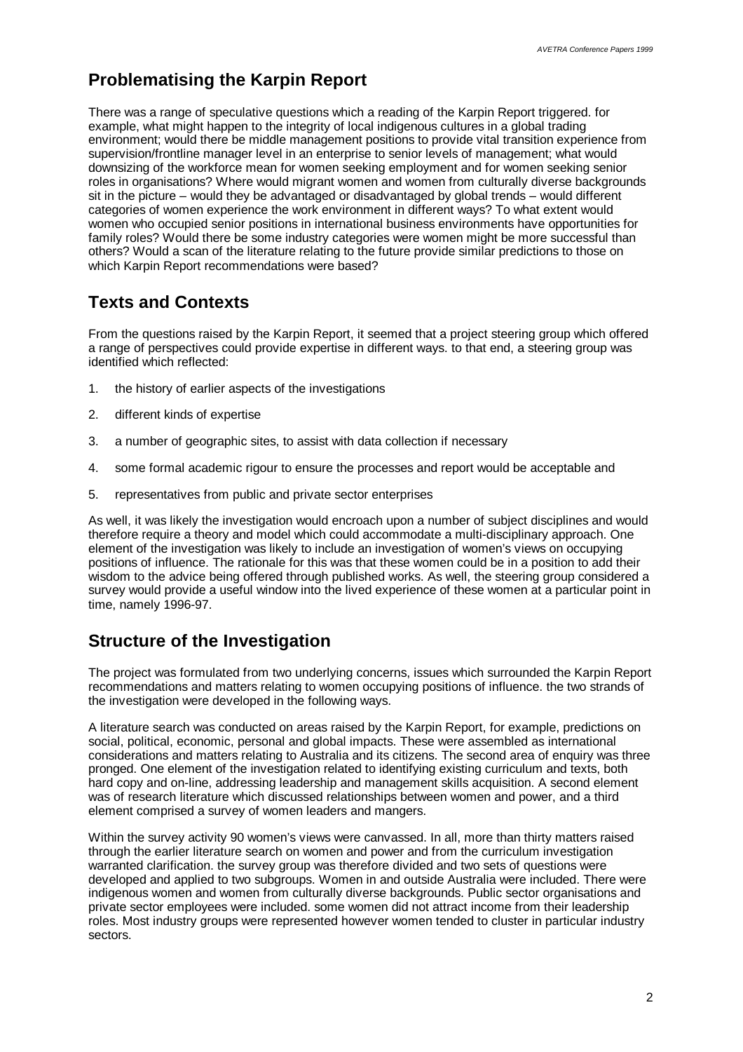## Problematising the Karpin Report

There was a range of speculative questions which a reading of the Karpin Report triggered. for example, what might happen to the integrity of local indigenous cultures in a global trading environment; would there be middle management positions to provide vital transition experience from supervision/frontline manager level in an enterprise to senior levels of management; what would downsizing of the workforce mean for women seeking employment and for women seeking senior roles in organisations? Where would migrant women and women from culturally diverse backgrounds sit in the picture – would they be advantaged or disadvantaged by global trends – would different categories of women experience the work environment in different ways? To what extent would women who occupied senior positions in international business environments have opportunities for family roles? Would there be some industry categories were women might be more successful than others? Would a scan of the literature relating to the future provide similar predictions to those on which Karpin Report recommendations were based?

## Texts and Contexts

From the questions raised by the Karpin Report, it seemed that a project steering group which offered a range of perspectives could provide expertise in different ways. to that end, a steering group was identified which reflected:

1. the history of earlier aspects of the investigations
2. different kinds of expertise
3. a number of geographic sites, to assist with data collection if necessary
4. some formal academic rigour to ensure the processes and report would be acceptable and
5. representatives from public and private sector enterprises

As well, it was likely the investigation would encroach upon a number of subject disciplines and would therefore require a theory and model which could accommodate a multi-disciplinary approach. One element of the investigation was likely to include an investigation of women's views on occupying positions of influence. The rationale for this was that these women could be in a position to add their wisdom to the advice being offered through published works. As well, the steering group considered a survey would provide a useful window into the lived experience of these women at a particular point in time, namely 1996-97.

## Structure of the Investigation

The project was formulated from two underlying concerns, issues which surrounded the Karpin Report recommendations and matters relating to women occupying positions of influence. the two strands of the investigation were developed in the following ways.

A literature search was conducted on areas raised by the Karpin Report, for example, predictions on social, political, economic, personal and global impacts. These were assembled as international considerations and matters relating to Australia and its citizens. The second area of enquiry was three pronged. One element of the investigation related to identifying existing curriculum and texts, both hard copy and on-line, addressing leadership and management skills acquisition. A second element was of research literature which discussed relationships between women and power, and a third element comprised a survey of women leaders and mangers.

Within the survey activity 90 women's views were canvassed. In all, more than thirty matters raised through the earlier literature search on women and power and from the curriculum investigation warranted clarification. the survey group was therefore divided and two sets of questions were developed and applied to two subgroups. Women in and outside Australia were included. There were indigenous women and women from culturally diverse backgrounds. Public sector organisations and private sector employees were included. some women did not attract income from their leadership roles. Most industry groups were represented however women tended to cluster in particular industry sectors.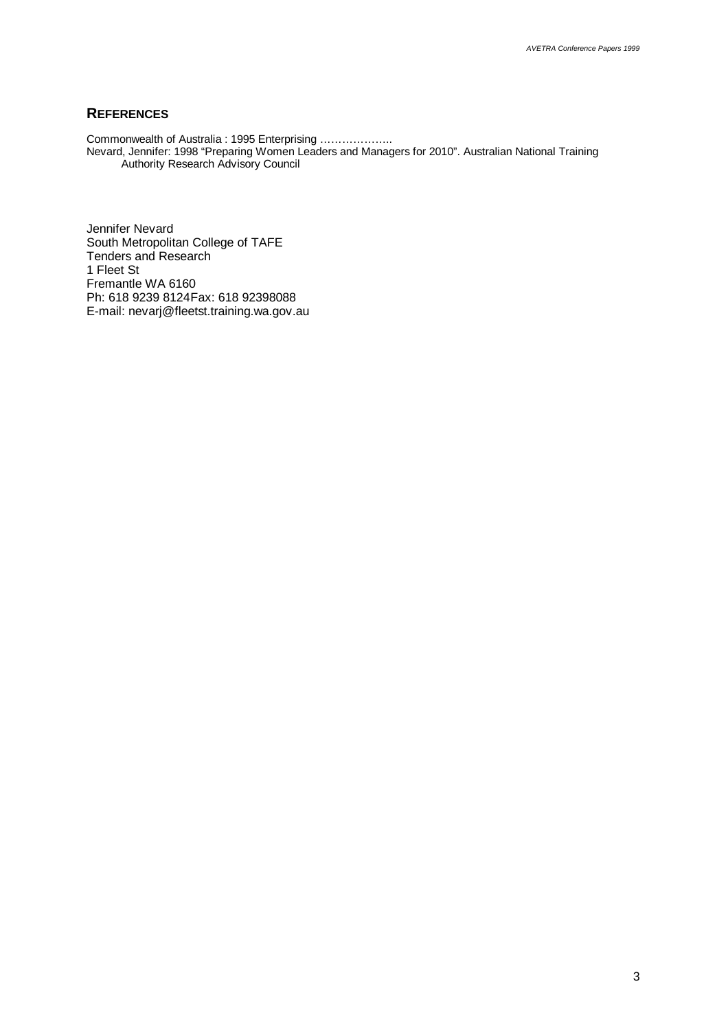## REFERENCES

Commonwealth of Australia : 1995 Enterprising ………………..

Nevard, Jennifer: 1998 "Preparing Women Leaders and Managers for 2010". Australian National Training Authority Research Advisory Council

Jennifer Nevard
South Metropolitan College of TAFE
Tenders and Research
1 Fleet St
Fremantle WA 6160
Ph: 618 9239 8124Fax: 618 92398088
E-mail: nevarj@fleetst.training.wa.gov.au